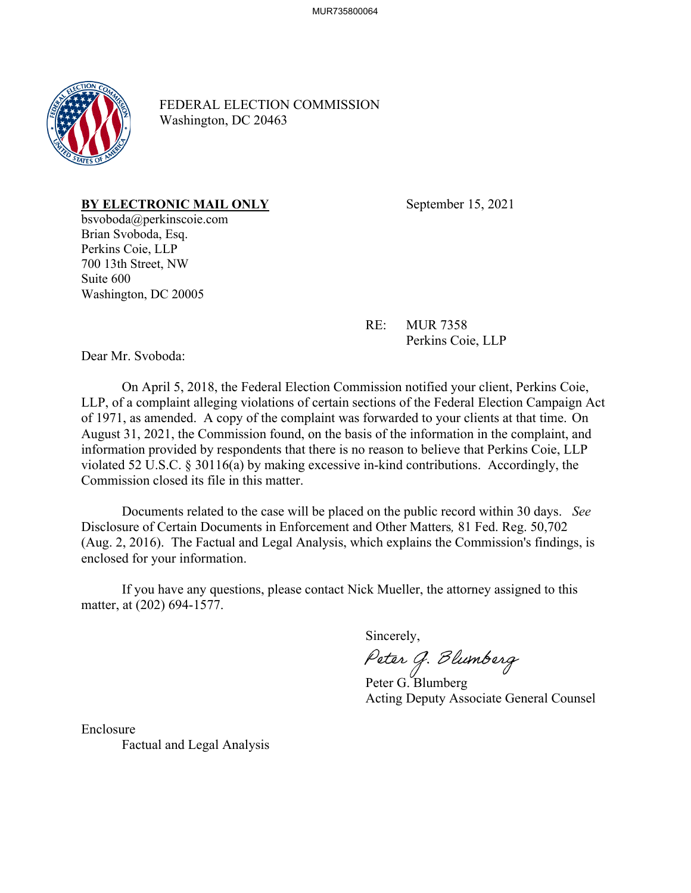FEDERAL ELECTION COMMISSION
Washington, DC 20463

**BY ELECTRONIC MAIL ONLY**

September 15, 2021

bsvoboda@perkinscoie.com
Brian Svoboda, Esq.
Perkins Coie, LLP
700 13th Street, NW
Suite 600
Washington, DC 20005

RE: MUR 7358
Perkins Coie, LLP

Dear Mr. Svoboda:

On April 5, 2018, the Federal Election Commission notified your client, Perkins Coie, LLP, of a complaint alleging violations of certain sections of the Federal Election Campaign Act of 1971, as amended. A copy of the complaint was forwarded to your clients at that time. On August 31, 2021, the Commission found, on the basis of the information in the complaint, and information provided by respondents that there is no reason to believe that Perkins Coie, LLP violated 52 U.S.C. § 30116(a) by making excessive in-kind contributions. Accordingly, the Commission closed its file in this matter.

Documents related to the case will be placed on the public record within 30 days. *See* Disclosure of Certain Documents in Enforcement and Other Matters*,* 81 Fed. Reg. 50,702 (Aug. 2, 2016). The Factual and Legal Analysis, which explains the Commission's findings, is enclosed for your information.

If you have any questions, please contact Nick Mueller, the attorney assigned to this matter, at (202) 694-1577.

Sincerely,

Peter G. Blumberg

Peter G. Blumberg
Acting Deputy Associate General Counsel

Enclosure
Factual and Legal Analysis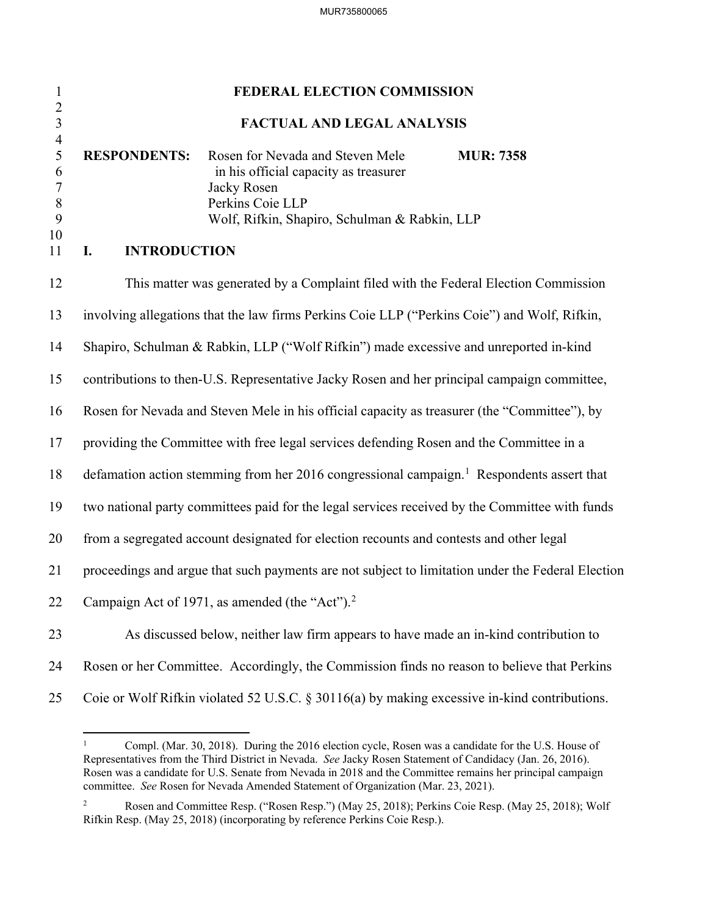# FEDERAL ELECTION COMMISSION

## FACTUAL AND LEGAL ANALYSIS

**RESPONDENTS:** Rosen for Nevada and Steven Mele in his official capacity as treasurer
Jacky Rosen
Perkins Coie LLP
Wolf, Rifkin, Shapiro, Schulman & Rabkin, LLP

**MUR: 7358**

## I. INTRODUCTION

This matter was generated by a Complaint filed with the Federal Election Commission involving allegations that the law firms Perkins Coie LLP ("Perkins Coie") and Wolf, Rifkin, Shapiro, Schulman & Rabkin, LLP ("Wolf Rifkin") made excessive and unreported in-kind contributions to then-U.S. Representative Jacky Rosen and her principal campaign committee, Rosen for Nevada and Steven Mele in his official capacity as treasurer (the "Committee"), by providing the Committee with free legal services defending Rosen and the Committee in a defamation action stemming from her 2016 congressional campaign.[1] Respondents assert that two national party committees paid for the legal services received by the Committee with funds from a segregated account designated for election recounts and contests and other legal proceedings and argue that such payments are not subject to limitation under the Federal Election Campaign Act of 1971, as amended (the "Act").[2]

As discussed below, neither law firm appears to have made an in-kind contribution to Rosen or her Committee. Accordingly, the Commission finds no reason to believe that Perkins Coie or Wolf Rifkin violated 52 U.S.C. § 30116(a) by making excessive in-kind contributions.

---

[1] Compl. (Mar. 30, 2018). During the 2016 election cycle, Rosen was a candidate for the U.S. House of Representatives from the Third District in Nevada. *See* Jacky Rosen Statement of Candidacy (Jan. 26, 2016). Rosen was a candidate for U.S. Senate from Nevada in 2018 and the Committee remains her principal campaign committee. *See* Rosen for Nevada Amended Statement of Organization (Mar. 23, 2021).

[2] Rosen and Committee Resp. ("Rosen Resp.") (May 25, 2018); Perkins Coie Resp. (May 25, 2018); Wolf Rifkin Resp. (May 25, 2018) (incorporating by reference Perkins Coie Resp.).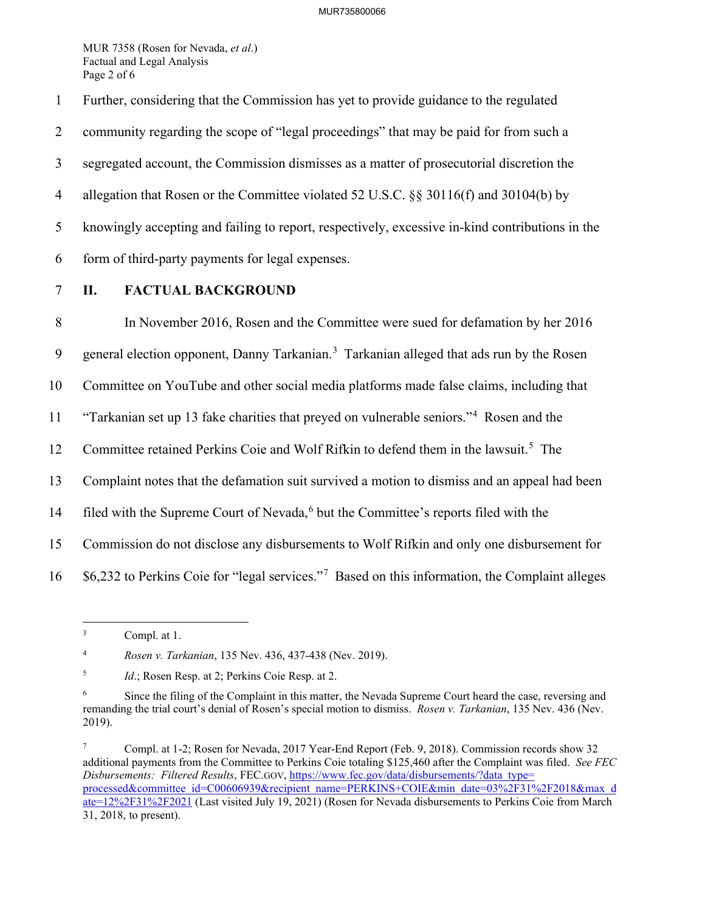Further, considering that the Commission has yet to provide guidance to the regulated community regarding the scope of "legal proceedings" that may be paid for from such a segregated account, the Commission dismisses as a matter of prosecutorial discretion the allegation that Rosen or the Committee violated 52 U.S.C. §§ 30116(f) and 30104(b) by knowingly accepting and failing to report, respectively, excessive in-kind contributions in the form of third-party payments for legal expenses.

## II. FACTUAL BACKGROUND

In November 2016, Rosen and the Committee were sued for defamation by her 2016 general election opponent, Danny Tarkanian.[3] Tarkanian alleged that ads run by the Rosen Committee on YouTube and other social media platforms made false claims, including that "Tarkanian set up 13 fake charities that preyed on vulnerable seniors."[4] Rosen and the Committee retained Perkins Coie and Wolf Rifkin to defend them in the lawsuit.[5] The Complaint notes that the defamation suit survived a motion to dismiss and an appeal had been filed with the Supreme Court of Nevada,[6] but the Committee's reports filed with the Commission do not disclose any disbursements to Wolf Rifkin and only one disbursement for $6,232 to Perkins Coie for "legal services."[7] Based on this information, the Complaint alleges

---

[3] Compl. at 1.

[4] *Rosen v. Tarkanian*, 135 Nev. 436, 437-438 (Nev. 2019).

[5] *Id.*; Rosen Resp. at 2; Perkins Coie Resp. at 2.

[6] Since the filing of the Complaint in this matter, the Nevada Supreme Court heard the case, reversing and remanding the trial court's denial of Rosen's special motion to dismiss. *Rosen v. Tarkanian*, 135 Nev. 436 (Nev. 2019).

[7] Compl. at 1-2; Rosen for Nevada, 2017 Year-End Report (Feb. 9, 2018). Commission records show 32 additional payments from the Committee to Perkins Coie totaling $125,460 after the Complaint was filed. *See FEC Disbursements: Filtered Results*, FEC.GOV, https://www.fec.gov/data/disbursements/?data_type=processed&committee_id=C00606939&recipient_name=PERKINS+COIE&min_date=03%2F31%2F2018&max_date=12%2F31%2F2021 (Last visited July 19, 2021) (Rosen for Nevada disbursements to Perkins Coie from March 31, 2018, to present).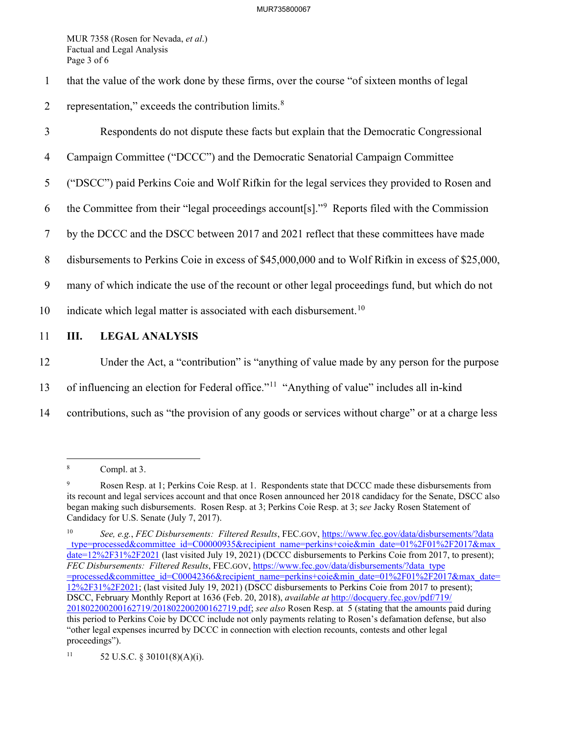that the value of the work done by these firms, over the course "of sixteen months of legal representation," exceeds the contribution limits.[8]

Respondents do not dispute these facts but explain that the Democratic Congressional Campaign Committee ("DCCC") and the Democratic Senatorial Campaign Committee ("DSCC") paid Perkins Coie and Wolf Rifkin for the legal services they provided to Rosen and the Committee from their "legal proceedings account[s]."[9] Reports filed with the Commission by the DCCC and the DSCC between 2017 and 2021 reflect that these committees have made disbursements to Perkins Coie in excess of $45,000,000 and to Wolf Rifkin in excess of $25,000, many of which indicate the use of the recount or other legal proceedings fund, but which do not indicate which legal matter is associated with each disbursement.[10]

## III. LEGAL ANALYSIS

Under the Act, a "contribution" is "anything of value made by any person for the purpose of influencing an election for Federal office."[11] "Anything of value" includes all in-kind contributions, such as "the provision of any goods or services without charge" or at a charge less

---

[8] Compl. at 3.

[9] Rosen Resp. at 1; Perkins Coie Resp. at 1. Respondents state that DCCC made these disbursements from its recount and legal services account and that once Rosen announced her 2018 candidacy for the Senate, DSCC also began making such disbursements. Rosen Resp. at 3; Perkins Coie Resp. at 3; *see* Jacky Rosen Statement of Candidacy for U.S. Senate (July 7, 2017).

[10] *See, e.g.*, *FEC Disbursements: Filtered Results*, FEC.GOV, https://www.fec.gov/data/disbursements/?data_type=processed&committee_id=C00000935&recipient_name=perkins+coie&min_date=01%2F01%2F2017&max_date=12%2F31%2F2021 (last visited July 19, 2021) (DCCC disbursements to Perkins Coie from 2017, to present); *FEC Disbursements: Filtered Results*, FEC.GOV, https://www.fec.gov/data/disbursements/?data_type=processed&committee_id=C00042366&recipient_name=perkins+coie&min_date=01%2F01%2F2017&max_date=12%2F31%2F2021; (last visited July 19, 2021) (DSCC disbursements to Perkins Coie from 2017 to present); DSCC, February Monthly Report at 1636 (Feb. 20, 2018), *available at* http://docquery.fec.gov/pdf/719/201802200200162719/201802200200162719.pdf; *see also* Rosen Resp. at 5 (stating that the amounts paid during this period to Perkins Coie by DCCC include not only payments relating to Rosen's defamation defense, but also "other legal expenses incurred by DCCC in connection with election recounts, contests and other legal proceedings").

[11] 52 U.S.C. § 30101(8)(A)(i).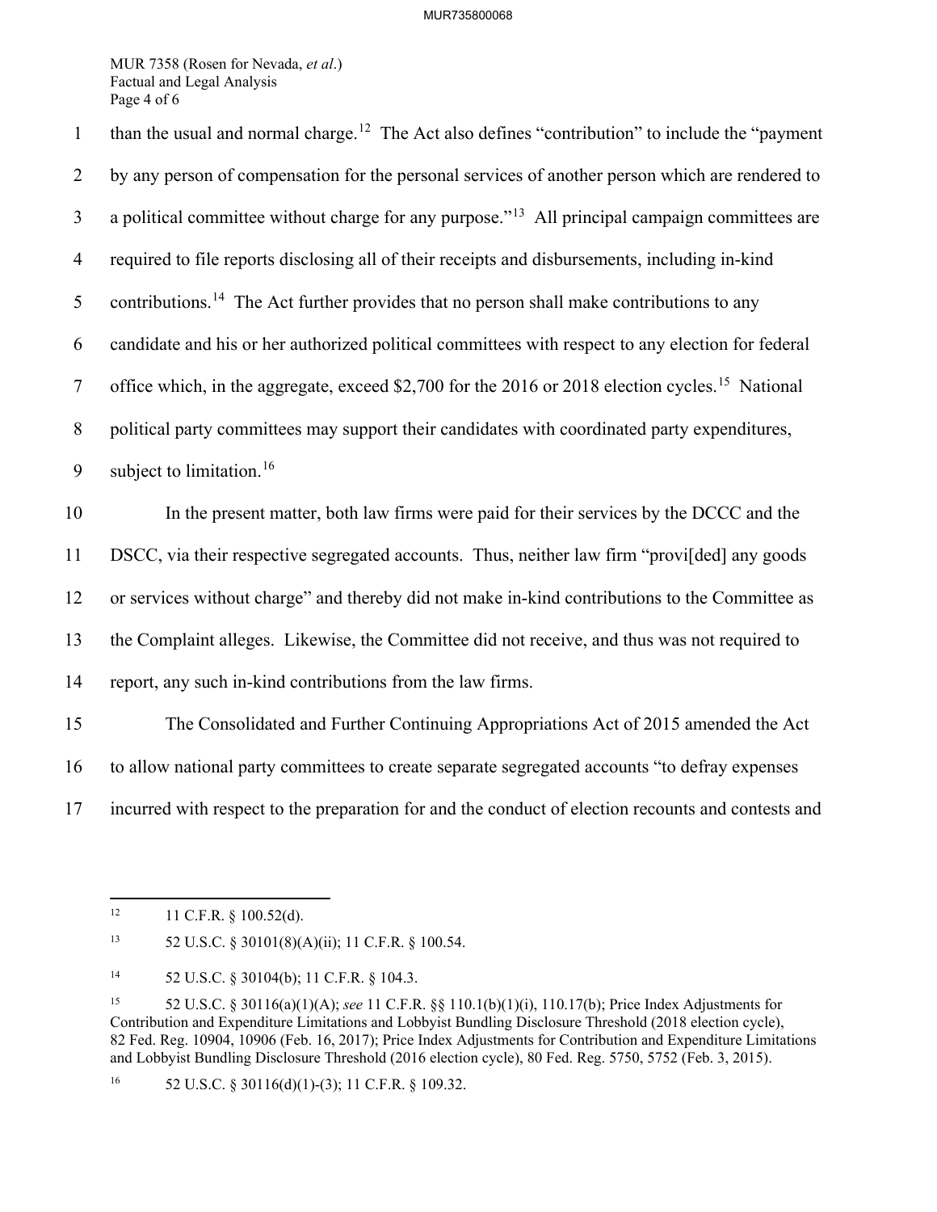than the usual and normal charge.[12] The Act also defines "contribution" to include the "payment by any person of compensation for the personal services of another person which are rendered to a political committee without charge for any purpose."[13] All principal campaign committees are required to file reports disclosing all of their receipts and disbursements, including in-kind contributions.[14] The Act further provides that no person shall make contributions to any candidate and his or her authorized political committees with respect to any election for federal office which, in the aggregate, exceed $2,700 for the 2016 or 2018 election cycles.[15] National political party committees may support their candidates with coordinated party expenditures, subject to limitation.[16]

In the present matter, both law firms were paid for their services by the DCCC and the DSCC, via their respective segregated accounts. Thus, neither law firm "provi[ded] any goods or services without charge" and thereby did not make in-kind contributions to the Committee as the Complaint alleges. Likewise, the Committee did not receive, and thus was not required to report, any such in-kind contributions from the law firms.

The Consolidated and Further Continuing Appropriations Act of 2015 amended the Act to allow national party committees to create separate segregated accounts "to defray expenses incurred with respect to the preparation for and the conduct of election recounts and contests and

---

[12] 11 C.F.R. § 100.52(d).

[13] 52 U.S.C. § 30101(8)(A)(ii); 11 C.F.R. § 100.54.

[14] 52 U.S.C. § 30104(b); 11 C.F.R. § 104.3.

[15] 52 U.S.C. § 30116(a)(1)(A); *see* 11 C.F.R. §§ 110.1(b)(1)(i), 110.17(b); Price Index Adjustments for Contribution and Expenditure Limitations and Lobbyist Bundling Disclosure Threshold (2018 election cycle), 82 Fed. Reg. 10904, 10906 (Feb. 16, 2017); Price Index Adjustments for Contribution and Expenditure Limitations and Lobbyist Bundling Disclosure Threshold (2016 election cycle), 80 Fed. Reg. 5750, 5752 (Feb. 3, 2015).

[16] 52 U.S.C. § 30116(d)(1)-(3); 11 C.F.R. § 109.32.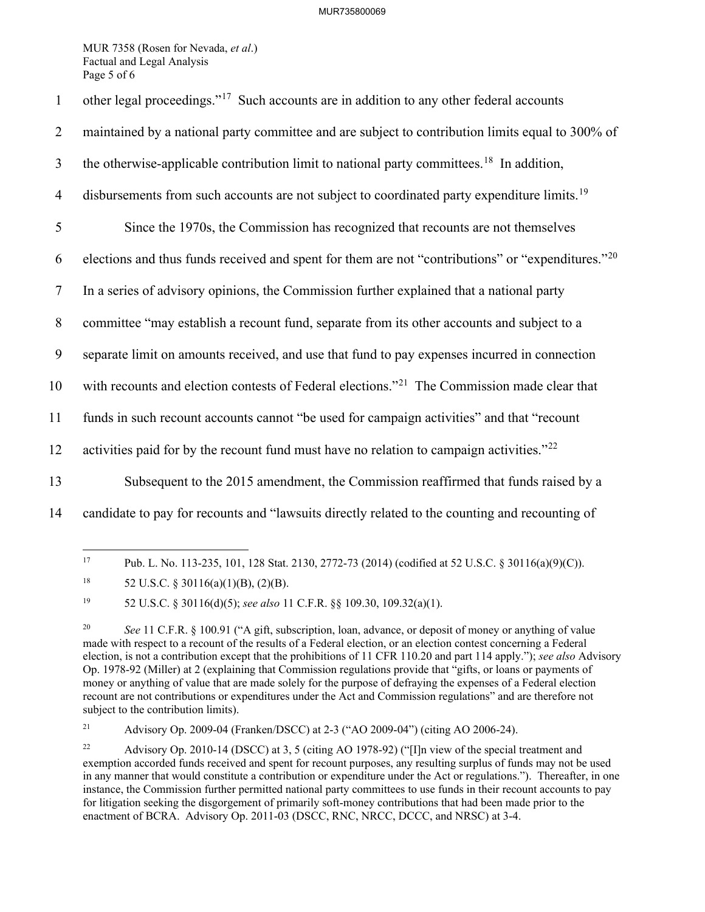other legal proceedings."[17] Such accounts are in addition to any other federal accounts maintained by a national party committee and are subject to contribution limits equal to 300% of the otherwise-applicable contribution limit to national party committees.[18] In addition, disbursements from such accounts are not subject to coordinated party expenditure limits.[19]

Since the 1970s, the Commission has recognized that recounts are not themselves elections and thus funds received and spent for them are not "contributions" or "expenditures."[20] In a series of advisory opinions, the Commission further explained that a national party committee "may establish a recount fund, separate from its other accounts and subject to a separate limit on amounts received, and use that fund to pay expenses incurred in connection with recounts and election contests of Federal elections."[21] The Commission made clear that funds in such recount accounts cannot "be used for campaign activities" and that "recount activities paid for by the recount fund must have no relation to campaign activities."[22]

Subsequent to the 2015 amendment, the Commission reaffirmed that funds raised by a candidate to pay for recounts and "lawsuits directly related to the counting and recounting of

---

[17] Pub. L. No. 113-235, 101, 128 Stat. 2130, 2772-73 (2014) (codified at 52 U.S.C. § 30116(a)(9)(C)).

[18] 52 U.S.C. § 30116(a)(1)(B), (2)(B).

[19] 52 U.S.C. § 30116(d)(5); *see also* 11 C.F.R. §§ 109.30, 109.32(a)(1).

[20] *See* 11 C.F.R. § 100.91 ("A gift, subscription, loan, advance, or deposit of money or anything of value made with respect to a recount of the results of a Federal election, or an election contest concerning a Federal election, is not a contribution except that the prohibitions of 11 CFR 110.20 and part 114 apply."); *see also* Advisory Op. 1978-92 (Miller) at 2 (explaining that Commission regulations provide that "gifts, or loans or payments of money or anything of value that are made solely for the purpose of defraying the expenses of a Federal election recount are not contributions or expenditures under the Act and Commission regulations" and are therefore not subject to the contribution limits).

[21] Advisory Op. 2009-04 (Franken/DSCC) at 2-3 ("AO 2009-04") (citing AO 2006-24).

[22] Advisory Op. 2010-14 (DSCC) at 3, 5 (citing AO 1978-92) ("[I]n view of the special treatment and exemption accorded funds received and spent for recount purposes, any resulting surplus of funds may not be used in any manner that would constitute a contribution or expenditure under the Act or regulations."). Thereafter, in one instance, the Commission further permitted national party committees to use funds in their recount accounts to pay for litigation seeking the disgorgement of primarily soft-money contributions that had been made prior to the enactment of BCRA. Advisory Op. 2011-03 (DSCC, RNC, NRCC, DCCC, and NRSC) at 3-4.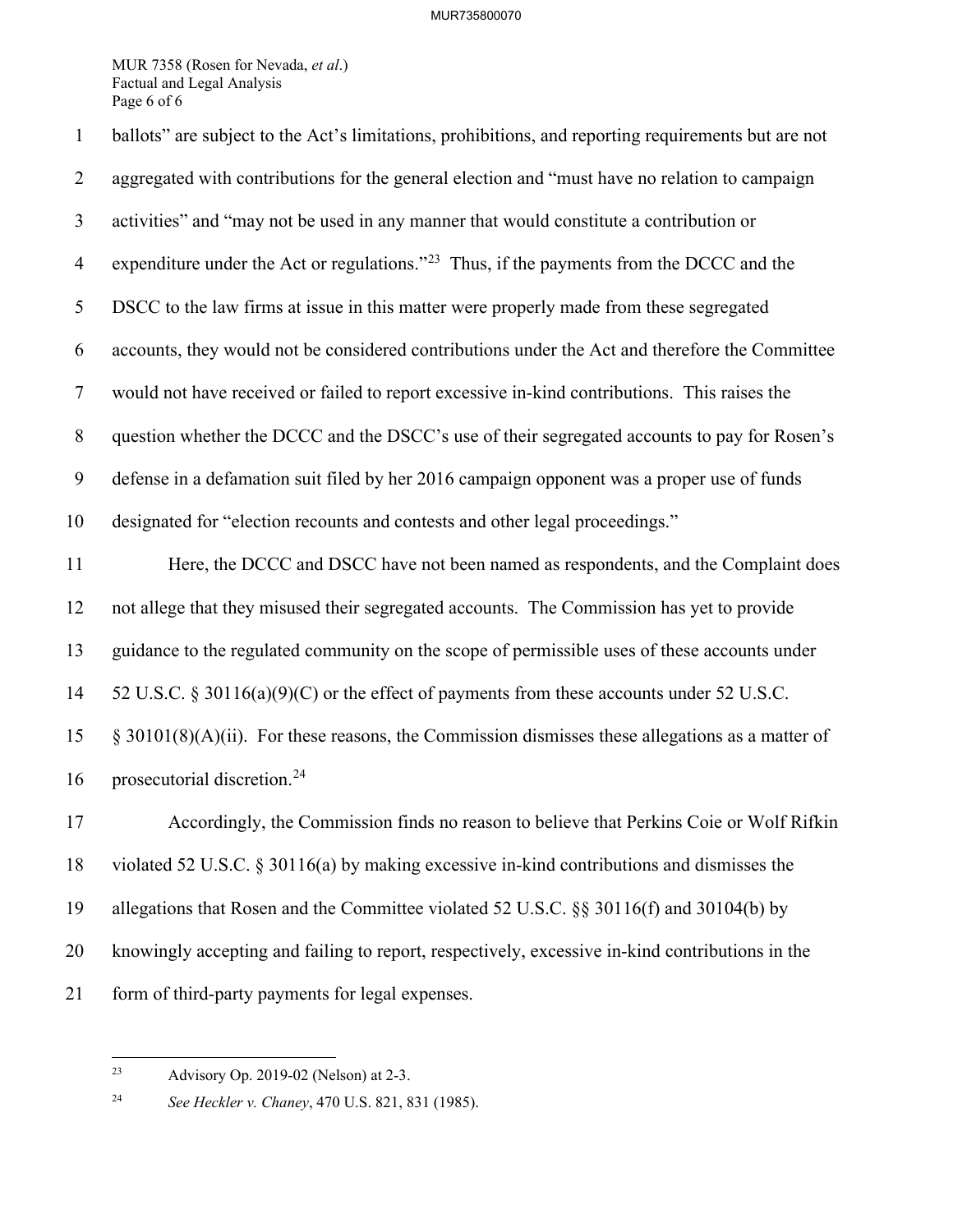ballots" are subject to the Act's limitations, prohibitions, and reporting requirements but are not aggregated with contributions for the general election and "must have no relation to campaign activities" and "may not be used in any manner that would constitute a contribution or expenditure under the Act or regulations."[23] Thus, if the payments from the DCCC and the DSCC to the law firms at issue in this matter were properly made from these segregated accounts, they would not be considered contributions under the Act and therefore the Committee would not have received or failed to report excessive in-kind contributions. This raises the question whether the DCCC and the DSCC's use of their segregated accounts to pay for Rosen's defense in a defamation suit filed by her 2016 campaign opponent was a proper use of funds designated for "election recounts and contests and other legal proceedings."

Here, the DCCC and DSCC have not been named as respondents, and the Complaint does not allege that they misused their segregated accounts. The Commission has yet to provide guidance to the regulated community on the scope of permissible uses of these accounts under 52 U.S.C. § 30116(a)(9)(C) or the effect of payments from these accounts under 52 U.S.C. § 30101(8)(A)(ii). For these reasons, the Commission dismisses these allegations as a matter of prosecutorial discretion.[24]

Accordingly, the Commission finds no reason to believe that Perkins Coie or Wolf Rifkin violated 52 U.S.C. § 30116(a) by making excessive in-kind contributions and dismisses the allegations that Rosen and the Committee violated 52 U.S.C. §§ 30116(f) and 30104(b) by knowingly accepting and failing to report, respectively, excessive in-kind contributions in the form of third-party payments for legal expenses.

---

[23] Advisory Op. 2019-02 (Nelson) at 2-3.

[24] *See Heckler v. Chaney*, 470 U.S. 821, 831 (1985).